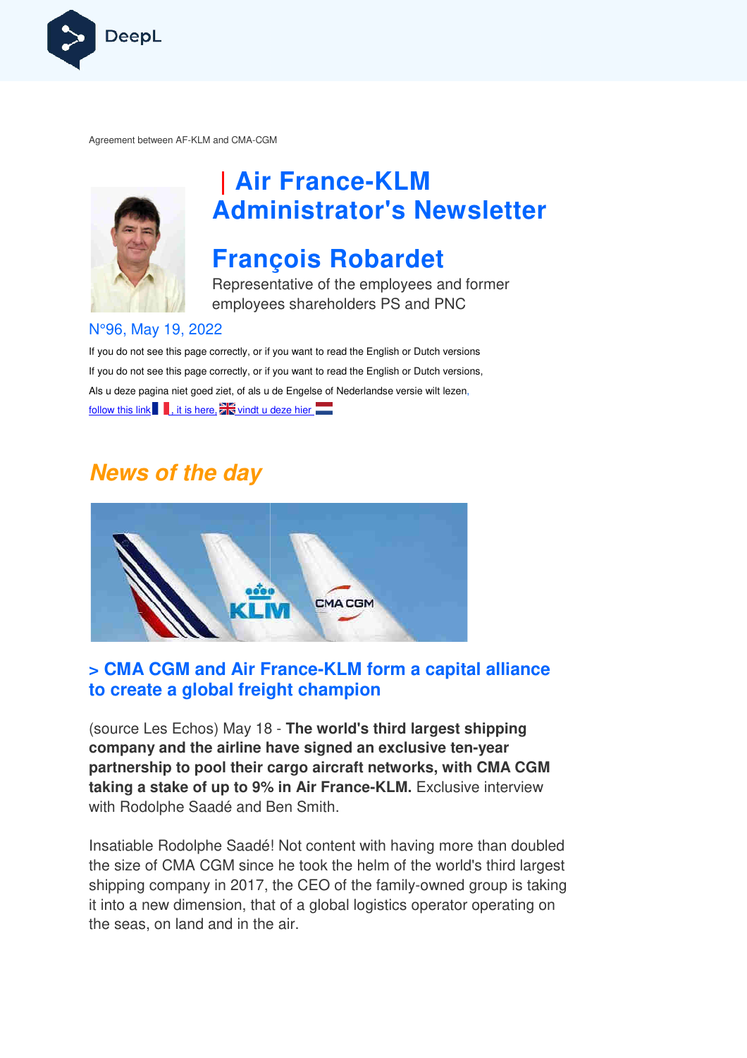Agreement between AF-KLM and CMA-CGM

# | Air France-KLM Administrator's Newsletter

## François Robardet

Representative of the employees and former employees shareholders PS and PNC

N°96, May 19, 2022

If you do not see this page correctly, or if you want to read the English or Dutch versions

If you do not see this page correctly, or if you want to read the English or Dutch versions,

Als u deze pagina niet goed ziet, of als u de Engelse of Nederlandse versie wilt lezen,

follow this link, it is here, vindt u deze hier

## *News of the day*

### > CMA CGM and Air France-KLM form a capital alliance to create a global freight champion

(source Les Echos) May 18 - **The world's third largest shipping company and the airline have signed an exclusive ten-year partnership to pool their cargo aircraft networks, with CMA CGM taking a stake of up to 9% in Air France-KLM.** Exclusive interview with Rodolphe Saadé and Ben Smith.

Insatiable Rodolphe Saadé! Not content with having more than doubled the size of CMA CGM since he took the helm of the world's third largest shipping company in 2017, the CEO of the family-owned group is taking it into a new dimension, that of a global logistics operator operating on the seas, on land and in the air.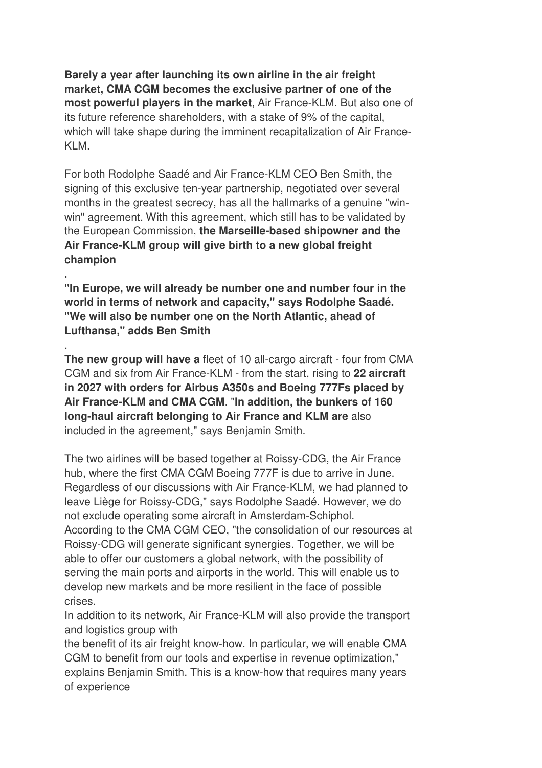**Barely a year after launching its own airline in the air freight market, CMA CGM becomes the exclusive partner of one of the most powerful players in the market**, Air France-KLM. But also one of its future reference shareholders, with a stake of 9% of the capital, which will take shape during the imminent recapitalization of Air France-KLM.

For both Rodolphe Saadé and Air France-KLM CEO Ben Smith, the signing of this exclusive ten-year partnership, negotiated over several months in the greatest secrecy, has all the hallmarks of a genuine "win-win" agreement. With this agreement, which still has to be validated by the European Commission, **the Marseille-based shipowner and the Air France-KLM group will give birth to a new global freight champion**

.

**"In Europe, we will already be number one and number four in the world in terms of network and capacity," says Rodolphe Saadé. "We will also be number one on the North Atlantic, ahead of Lufthansa," adds Ben Smith**

.

**The new group will have a** fleet of 10 all-cargo aircraft - four from CMA CGM and six from Air France-KLM - from the start, rising to **22 aircraft in 2027 with orders for Airbus A350s and Boeing 777Fs placed by Air France-KLM and CMA CGM**. "**In addition, the bunkers of 160 long-haul aircraft belonging to Air France and KLM are** also included in the agreement," says Benjamin Smith.

The two airlines will be based together at Roissy-CDG, the Air France hub, where the first CMA CGM Boeing 777F is due to arrive in June. Regardless of our discussions with Air France-KLM, we had planned to leave Liège for Roissy-CDG," says Rodolphe Saadé. However, we do not exclude operating some aircraft in Amsterdam-Schiphol.

According to the CMA CGM CEO, "the consolidation of our resources at Roissy-CDG will generate significant synergies. Together, we will be able to offer our customers a global network, with the possibility of serving the main ports and airports in the world. This will enable us to develop new markets and be more resilient in the face of possible crises.

In addition to its network, Air France-KLM will also provide the transport and logistics group with

the benefit of its air freight know-how. In particular, we will enable CMA CGM to benefit from our tools and expertise in revenue optimization," explains Benjamin Smith. This is a know-how that requires many years of experience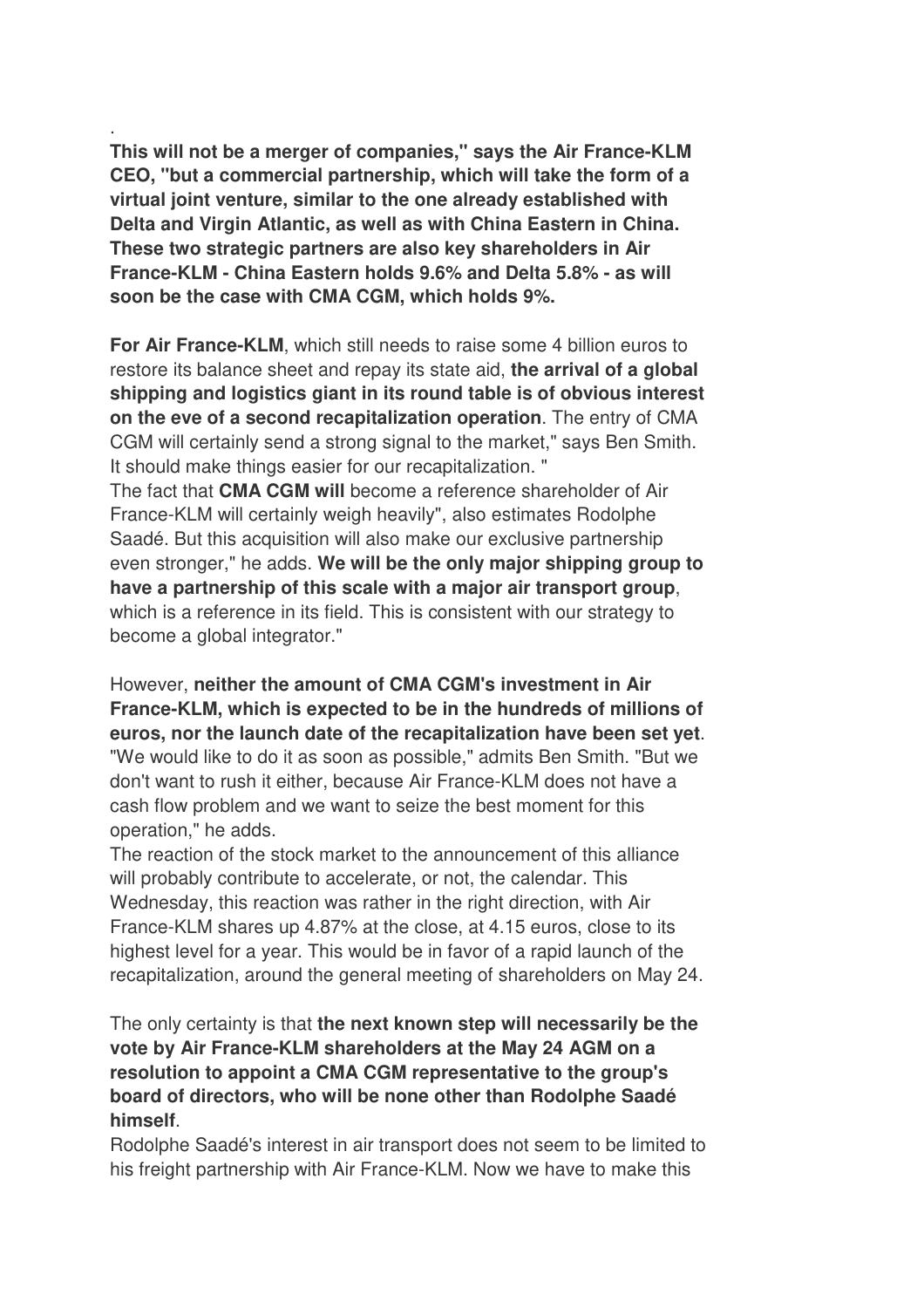.

**This will not be a merger of companies," says the Air France-KLM CEO, "but a commercial partnership, which will take the form of a virtual joint venture, similar to the one already established with Delta and Virgin Atlantic, as well as with China Eastern in China. These two strategic partners are also key shareholders in Air France-KLM - China Eastern holds 9.6% and Delta 5.8% - as will soon be the case with CMA CGM, which holds 9%.**

**For Air France-KLM**, which still needs to raise some 4 billion euros to restore its balance sheet and repay its state aid, **the arrival of a global shipping and logistics giant in its round table is of obvious interest on the eve of a second recapitalization operation**. The entry of CMA CGM will certainly send a strong signal to the market," says Ben Smith. It should make things easier for our recapitalization. "

The fact that **CMA CGM will** become a reference shareholder of Air France-KLM will certainly weigh heavily", also estimates Rodolphe Saadé. But this acquisition will also make our exclusive partnership even stronger," he adds. **We will be the only major shipping group to have a partnership of this scale with a major air transport group**, which is a reference in its field. This is consistent with our strategy to become a global integrator."

However, **neither the amount of CMA CGM's investment in Air France-KLM, which is expected to be in the hundreds of millions of euros, nor the launch date of the recapitalization have been set yet**. "We would like to do it as soon as possible," admits Ben Smith. "But we don't want to rush it either, because Air France-KLM does not have a cash flow problem and we want to seize the best moment for this operation," he adds.

The reaction of the stock market to the announcement of this alliance will probably contribute to accelerate, or not, the calendar. This Wednesday, this reaction was rather in the right direction, with Air France-KLM shares up 4.87% at the close, at 4.15 euros, close to its highest level for a year. This would be in favor of a rapid launch of the recapitalization, around the general meeting of shareholders on May 24.

The only certainty is that **the next known step will necessarily be the vote by Air France-KLM shareholders at the May 24 AGM on a resolution to appoint a CMA CGM representative to the group's board of directors, who will be none other than Rodolphe Saadé himself**.

Rodolphe Saadé's interest in air transport does not seem to be limited to his freight partnership with Air France-KLM. Now we have to make this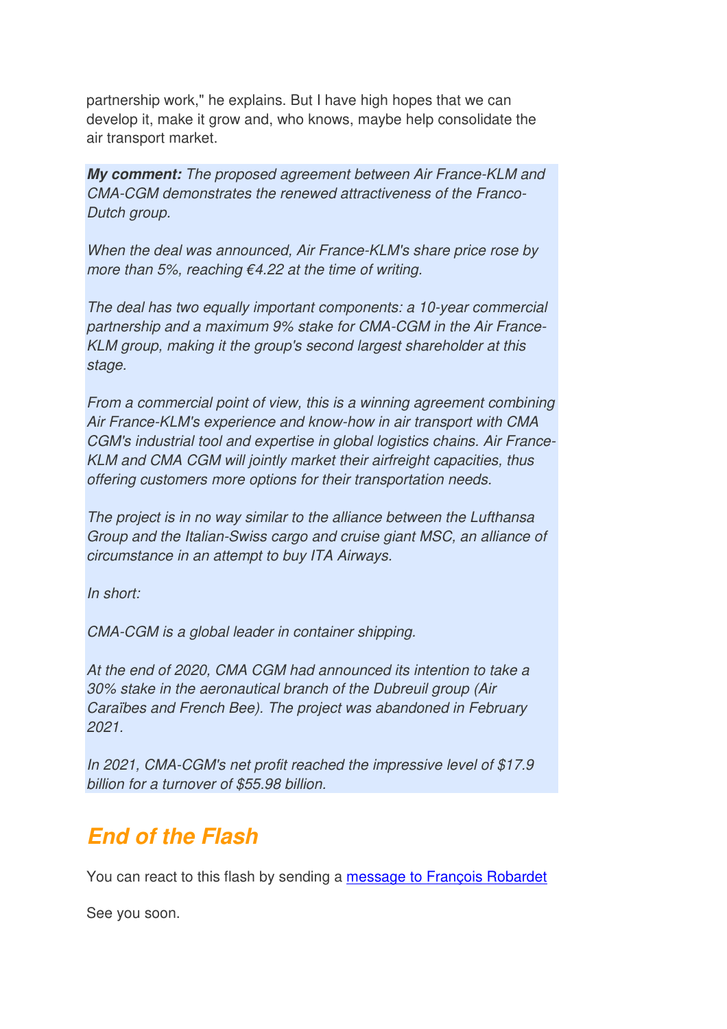partnership work," he explains. But I have high hopes that we can develop it, make it grow and, who knows, maybe help consolidate the air transport market.

***My comment:*** *The proposed agreement between Air France-KLM and CMA-CGM demonstrates the renewed attractiveness of the Franco-Dutch group.*

*When the deal was announced, Air France-KLM's share price rose by more than 5%, reaching €4.22 at the time of writing.*

*The deal has two equally important components: a 10-year commercial partnership and a maximum 9% stake for CMA-CGM in the Air France-KLM group, making it the group's second largest shareholder at this stage.*

*From a commercial point of view, this is a winning agreement combining Air France-KLM's experience and know-how in air transport with CMA CGM's industrial tool and expertise in global logistics chains. Air France-KLM and CMA CGM will jointly market their airfreight capacities, thus offering customers more options for their transportation needs.*

*The project is in no way similar to the alliance between the Lufthansa Group and the Italian-Swiss cargo and cruise giant MSC, an alliance of circumstance in an attempt to buy ITA Airways.*

*In short:*

*CMA-CGM is a global leader in container shipping.*

*At the end of 2020, CMA CGM had announced its intention to take a 30% stake in the aeronautical branch of the Dubreuil group (Air Caraïbes and French Bee). The project was abandoned in February 2021.*

*In 2021, CMA-CGM's net profit reached the impressive level of $17.9 billion for a turnover of $55.98 billion.*

## *End of the Flash*

You can react to this flash by sending a [message to François Robardet]

See you soon.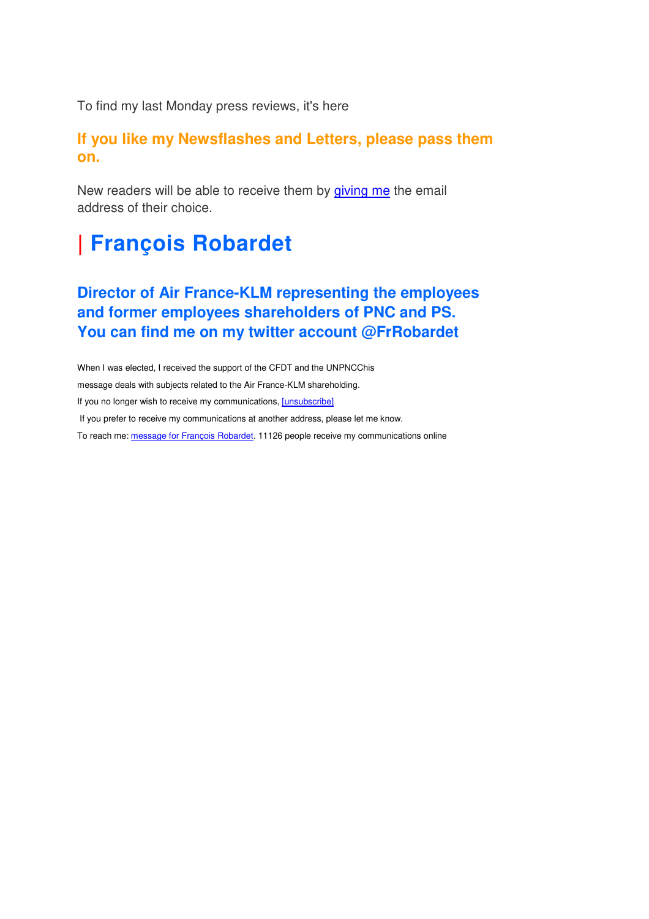To find my last Monday press reviews, it's here

## If you like my Newsflashes and Letters, please pass them on.

New readers will be able to receive them by giving me the email address of their choice.

# | François Robardet

## Director of Air France-KLM representing the employees and former employees shareholders of PNC and PS.
## You can find me on my twitter account @FrRobardet

When I was elected, I received the support of the CFDT and the UNPNCThis message deals with subjects related to the Air France-KLM shareholding.

If you no longer wish to receive my communications, [unsubscribe]

If you prefer to receive my communications at another address, please let me know.

To reach me: message for François Robardet. 11126 people receive my communications online